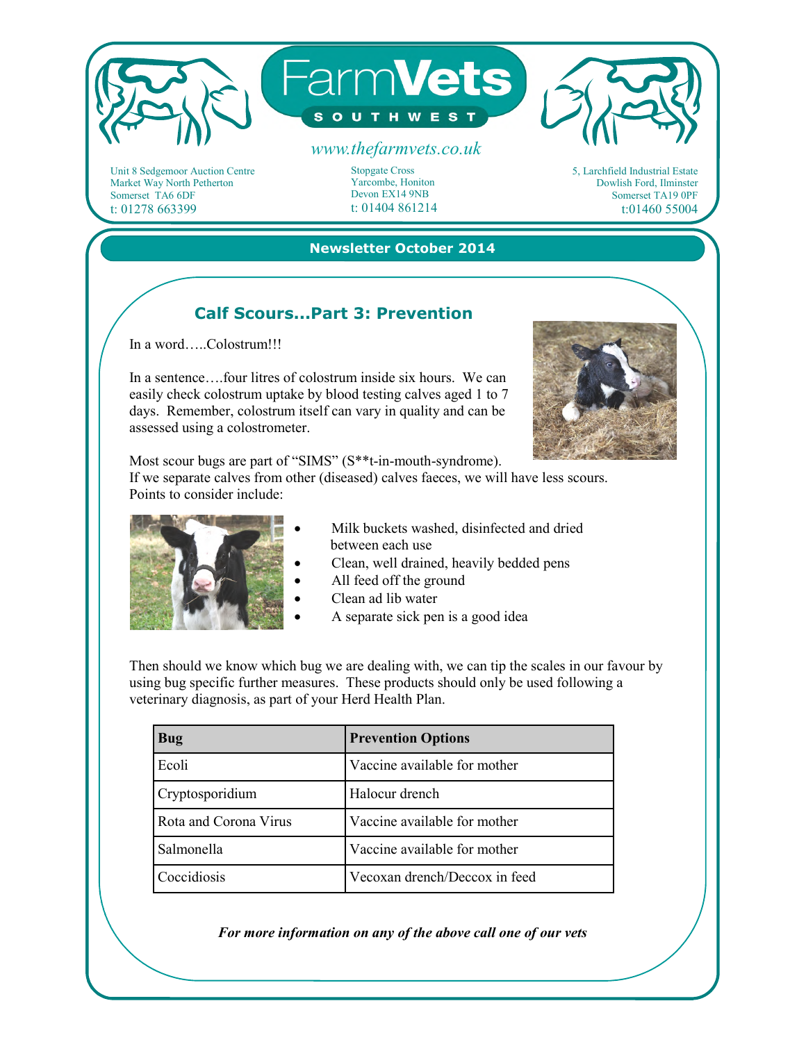# FarmVets SOUTHWEST

www.thefarmvets.co.uk

Unit 8 Sedgemoor Auction Centre
Market Way North Petherton
Somerset TA6 6DF
t: 01278 663399

Stopgate Cross
Yarcombe, Honiton
Devon EX14 9NB
t: 01404 861214

5, Larchfield Industrial Estate
Dowlish Ford, Ilminster
Somerset TA19 0PF
t:01460 55004

**Newsletter October 2014**

## Calf Scours...Part 3: Prevention

In a word…..Colostrum!!!

In a sentence….four litres of colostrum inside six hours. We can easily check colostrum uptake by blood testing calves aged 1 to 7 days. Remember, colostrum itself can vary in quality and can be assessed using a colostrometer.

Most scour bugs are part of "SIMS" (S**t-in-mouth-syndrome).
If we separate calves from other (diseased) calves faeces, we will have less scours.
Points to consider include:

- Milk buckets washed, disinfected and dried between each use
- Clean, well drained, heavily bedded pens
- All feed off the ground
- Clean ad lib water
- A separate sick pen is a good idea

Then should we know which bug we are dealing with, we can tip the scales in our favour by using bug specific further measures. These products should only be used following a veterinary diagnosis, as part of your Herd Health Plan.

| Bug | Prevention Options |
|---|---|
| Ecoli | Vaccine available for mother |
| Cryptosporidium | Halocur drench |
| Rota and Corona Virus | Vaccine available for mother |
| Salmonella | Vaccine available for mother |
| Coccidiosis | Vecoxan drench/Deccox in feed |

***For more information on any of the above call one of our vets***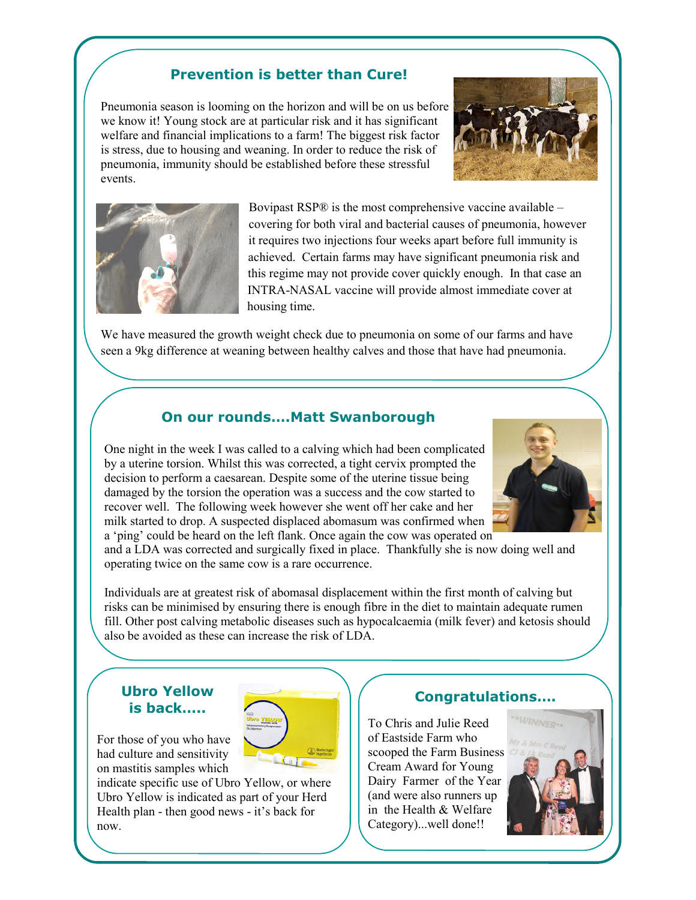## Prevention is better than Cure!

Pneumonia season is looming on the horizon and will be on us before we know it! Young stock are at particular risk and it has significant welfare and financial implications to a farm! The biggest risk factor is stress, due to housing and weaning. In order to reduce the risk of pneumonia, immunity should be established before these stressful events.

Bovipast RSP® is the most comprehensive vaccine available – covering for both viral and bacterial causes of pneumonia, however it requires two injections four weeks apart before full immunity is achieved. Certain farms may have significant pneumonia risk and this regime may not provide cover quickly enough. In that case an INTRA-NASAL vaccine will provide almost immediate cover at housing time.

We have measured the growth weight check due to pneumonia on some of our farms and have seen a 9kg difference at weaning between healthy calves and those that have had pneumonia.

## On our rounds….Matt Swanborough

One night in the week I was called to a calving which had been complicated by a uterine torsion. Whilst this was corrected, a tight cervix prompted the decision to perform a caesarean. Despite some of the uterine tissue being damaged by the torsion the operation was a success and the cow started to recover well. The following week however she went off her cake and her milk started to drop. A suspected displaced abomasum was confirmed when a 'ping' could be heard on the left flank. Once again the cow was operated on and a LDA was corrected and surgically fixed in place. Thankfully she is now doing well and operating twice on the same cow is a rare occurrence.

Individuals are at greatest risk of abomasal displacement within the first month of calving but risks can be minimised by ensuring there is enough fibre in the diet to maintain adequate rumen fill. Other post calving metabolic diseases such as hypocalcaemia (milk fever) and ketosis should also be avoided as these can increase the risk of LDA.

## Ubro Yellow is back…..

For those of you who have had culture and sensitivity on mastitis samples which indicate specific use of Ubro Yellow, or where Ubro Yellow is indicated as part of your Herd Health plan - then good news - it's back for now.

## Congratulations….

To Chris and Julie Reed of Eastside Farm who scooped the Farm Business Cream Award for Young Dairy Farmer of the Year (and were also runners up in the Health & Welfare Category)...well done!!